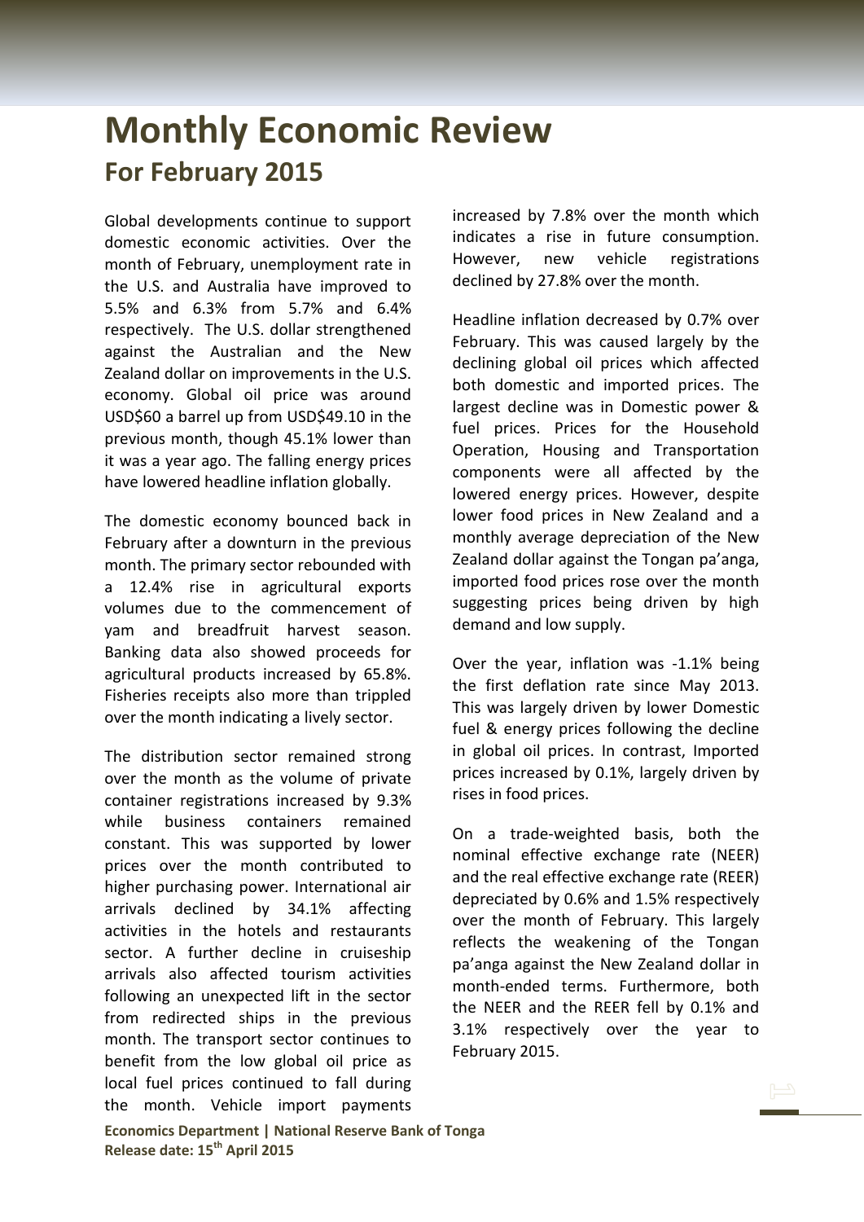# Monthly Economic Review

## For February 2015

Global developments continue to support domestic economic activities. Over the month of February, unemployment rate in the U.S. and Australia have improved to 5.5% and 6.3% from 5.7% and 6.4% respectively. The U.S. dollar strengthened against the Australian and the New Zealand dollar on improvements in the U.S. economy. Global oil price was around USD$60 a barrel up from USD$49.10 in the previous month, though 45.1% lower than it was a year ago. The falling energy prices have lowered headline inflation globally.

The domestic economy bounced back in February after a downturn in the previous month. The primary sector rebounded with a 12.4% rise in agricultural exports volumes due to the commencement of yam and breadfruit harvest season. Banking data also showed proceeds for agricultural products increased by 65.8%. Fisheries receipts also more than trippled over the month indicating a lively sector.

The distribution sector remained strong over the month as the volume of private container registrations increased by 9.3% while business containers remained constant. This was supported by lower prices over the month contributed to higher purchasing power. International air arrivals declined by 34.1% affecting activities in the hotels and restaurants sector. A further decline in cruiseship arrivals also affected tourism activities following an unexpected lift in the sector from redirected ships in the previous month. The transport sector continues to benefit from the low global oil price as local fuel prices continued to fall during the month. Vehicle import payments increased by 7.8% over the month which indicates a rise in future consumption. However, new vehicle registrations declined by 27.8% over the month.

Headline inflation decreased by 0.7% over February. This was caused largely by the declining global oil prices which affected both domestic and imported prices. The largest decline was in Domestic power & fuel prices. Prices for the Household Operation, Housing and Transportation components were all affected by the lowered energy prices. However, despite lower food prices in New Zealand and a monthly average depreciation of the New Zealand dollar against the Tongan pa'anga, imported food prices rose over the month suggesting prices being driven by high demand and low supply.

Over the year, inflation was -1.1% being the first deflation rate since May 2013. This was largely driven by lower Domestic fuel & energy prices following the decline in global oil prices. In contrast, Imported prices increased by 0.1%, largely driven by rises in food prices.

On a trade-weighted basis, both the nominal effective exchange rate (NEER) and the real effective exchange rate (REER) depreciated by 0.6% and 1.5% respectively over the month of February. This largely reflects the weakening of the Tongan pa'anga against the New Zealand dollar in month-ended terms. Furthermore, both the NEER and the REER fell by 0.1% and 3.1% respectively over the year to February 2015.

**Economics Department | National Reserve Bank of Tonga**
**Release date: 15th April 2015**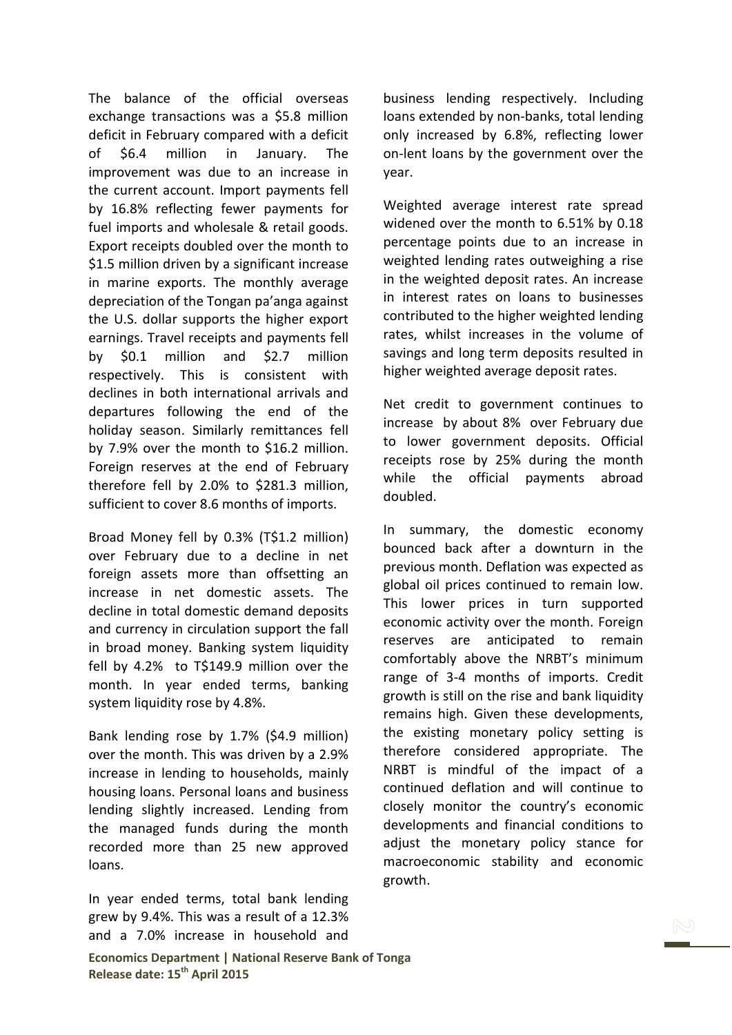The balance of the official overseas exchange transactions was a $5.8 million deficit in February compared with a deficit of $6.4 million in January. The improvement was due to an increase in the current account. Import payments fell by 16.8% reflecting fewer payments for fuel imports and wholesale & retail goods. Export receipts doubled over the month to $1.5 million driven by a significant increase in marine exports. The monthly average depreciation of the Tongan pa'anga against the U.S. dollar supports the higher export earnings. Travel receipts and payments fell by $0.1 million and $2.7 million respectively. This is consistent with declines in both international arrivals and departures following the end of the holiday season. Similarly remittances fell by 7.9% over the month to $16.2 million. Foreign reserves at the end of February therefore fell by 2.0% to $281.3 million, sufficient to cover 8.6 months of imports.

Broad Money fell by 0.3% (T$1.2 million) over February due to a decline in net foreign assets more than offsetting an increase in net domestic assets. The decline in total domestic demand deposits and currency in circulation support the fall in broad money. Banking system liquidity fell by 4.2% to T$149.9 million over the month. In year ended terms, banking system liquidity rose by 4.8%.

Bank lending rose by 1.7% ($4.9 million) over the month. This was driven by a 2.9% increase in lending to households, mainly housing loans. Personal loans and business lending slightly increased. Lending from the managed funds during the month recorded more than 25 new approved loans.

In year ended terms, total bank lending grew by 9.4%. This was a result of a 12.3% and a 7.0% increase in household and business lending respectively. Including loans extended by non-banks, total lending only increased by 6.8%, reflecting lower on-lent loans by the government over the year.

Weighted average interest rate spread widened over the month to 6.51% by 0.18 percentage points due to an increase in weighted lending rates outweighing a rise in the weighted deposit rates. An increase in interest rates on loans to businesses contributed to the higher weighted lending rates, whilst increases in the volume of savings and long term deposits resulted in higher weighted average deposit rates.

Net credit to government continues to increase by about 8% over February due to lower government deposits. Official receipts rose by 25% during the month while the official payments abroad doubled.

In summary, the domestic economy bounced back after a downturn in the previous month. Deflation was expected as global oil prices continued to remain low. This lower prices in turn supported economic activity over the month. Foreign reserves are anticipated to remain comfortably above the NRBT's minimum range of 3-4 months of imports. Credit growth is still on the rise and bank liquidity remains high. Given these developments, the existing monetary policy setting is therefore considered appropriate. The NRBT is mindful of the impact of a continued deflation and will continue to closely monitor the country's economic developments and financial conditions to adjust the monetary policy stance for macroeconomic stability and economic growth.

**Economics Department | National Reserve Bank of Tonga**
**Release date: 15th April 2015**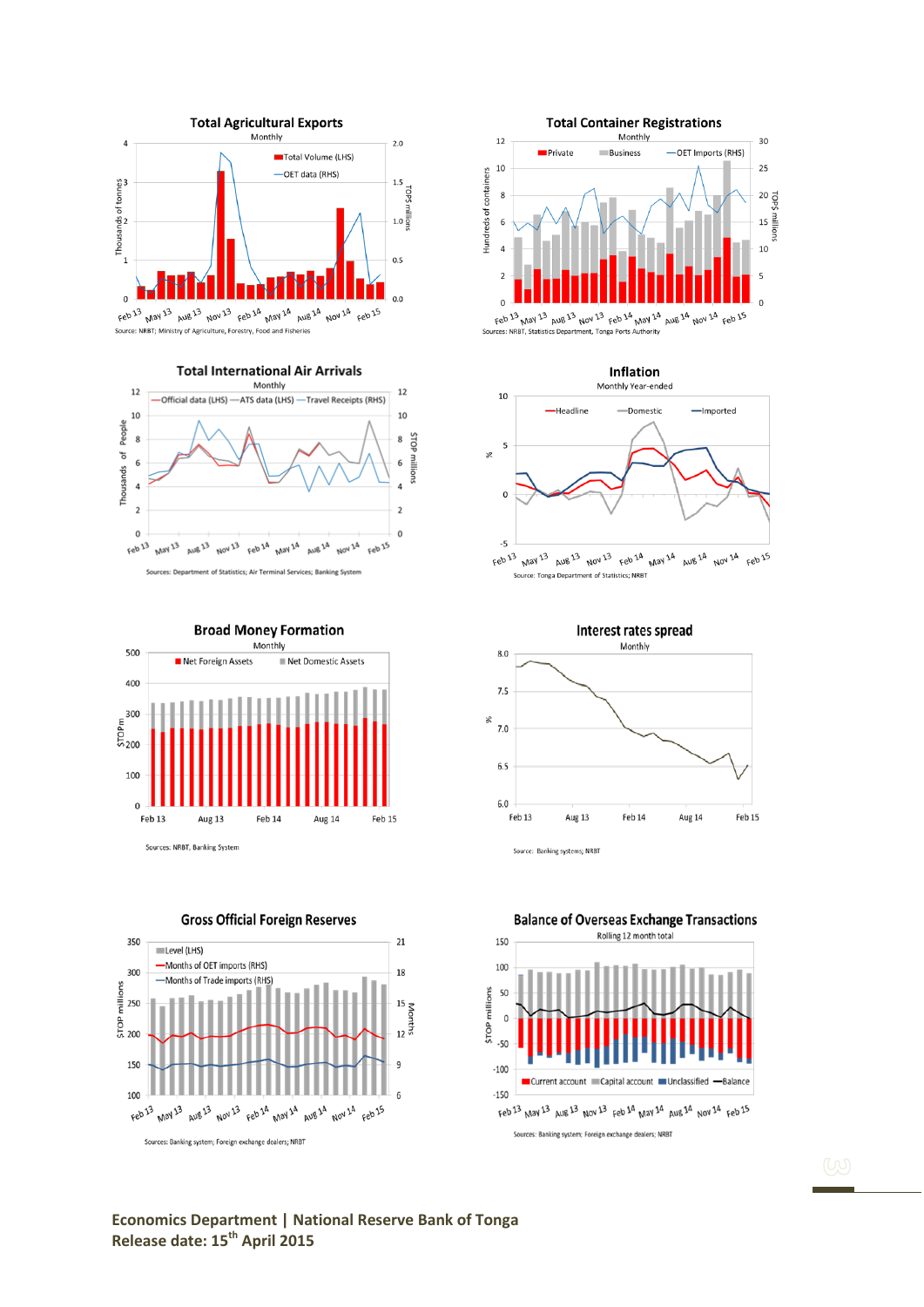## Total Agricultural Exports

Monthly

Total Volume (LHS)

OET data (RHS)

Thousands of tonnes

TOP$ millions

4
3
2
1
0

2.0
1.5
1.0
0.5
0.0

Feb 13 May 13 Aug 13 Nov 13 Feb 14 May 14 Aug 14 Nov 14 Feb 15

Source: NRBT; Ministry of Agriculture, Forestry, Food and Fisheries

## Total Container Registrations

Monthly

Private Business OET Imports (RHS)

Hundreds of containers

TOP$ millions

12
10
8
6
4
2
0

30
25
20
15
10
5
0

Feb 13 May 13 Aug 13 Nov 13 Feb 14 May 14 Aug 14 Nov 14 Feb 15

Sources: NRBT, Statistics Department, Tonga Ports Authority

## Total International Air Arrivals

Monthly

Official data (LHS) ATS data (LHS) Travel Receipts (RHS)

Thousands of People

$TOP millions

12
10
8
6
4
2
0

Feb 13 May 13 Aug 13 Nov 13 Feb 14 May 14 Aug 14 Nov 14 Feb 15

Sources: Department of Statistics; Air Terminal Services; Banking System

## Inflation

Monthly Year-ended

Headline Domestic Imported

%

10
5
0
-5

Feb 13 May 13 Aug 13 Nov 13 Feb 14 May 14 Aug 14 Nov 14 Feb 15

Source: Tonga Department of Statistics; NRBT

## Broad Money Formation

Monthly

Net Foreign Assets Net Domestic Assets

$TOPm

500
400
300
200
100
0

Feb 13 Aug 13 Feb 14 Aug 14 Feb 15

Sources: NRBT, Banking System

## Interest rates spread

Monthly

%

8.0
7.5
7.0
6.5
6.0

Feb 13 Aug 13 Feb 14 Aug 14 Feb 15

Source: Banking systems; NRBT

## Gross Official Foreign Reserves

Level (LHS)

Months of OET imports (RHS)

Months of Trade imports (RHS)

$TOP millions

Months

350
300
250
200
150
100

21
18
15
12
9
6

Feb 13 May 13 Aug 13 Nov 13 Feb 14 May 14 Aug 14 Nov 14 Feb 15

Sources: Banking system; Foreign exchange dealers; NRBT

## Balance of Overseas Exchange Transactions

Rolling 12 month total

$TOP millions

150
100
50
0
-50
-100
-150

Current account Capital account Unclassified Balance

Feb 13 May 13 Aug 13 Nov 13 Feb 14 May 14 Aug 14 Nov 14 Feb 15

Sources: Banking system; Foreign exchange dealers; NRBT

**Economics Department | National Reserve Bank of Tonga**

**Release date: 15th April 2015**